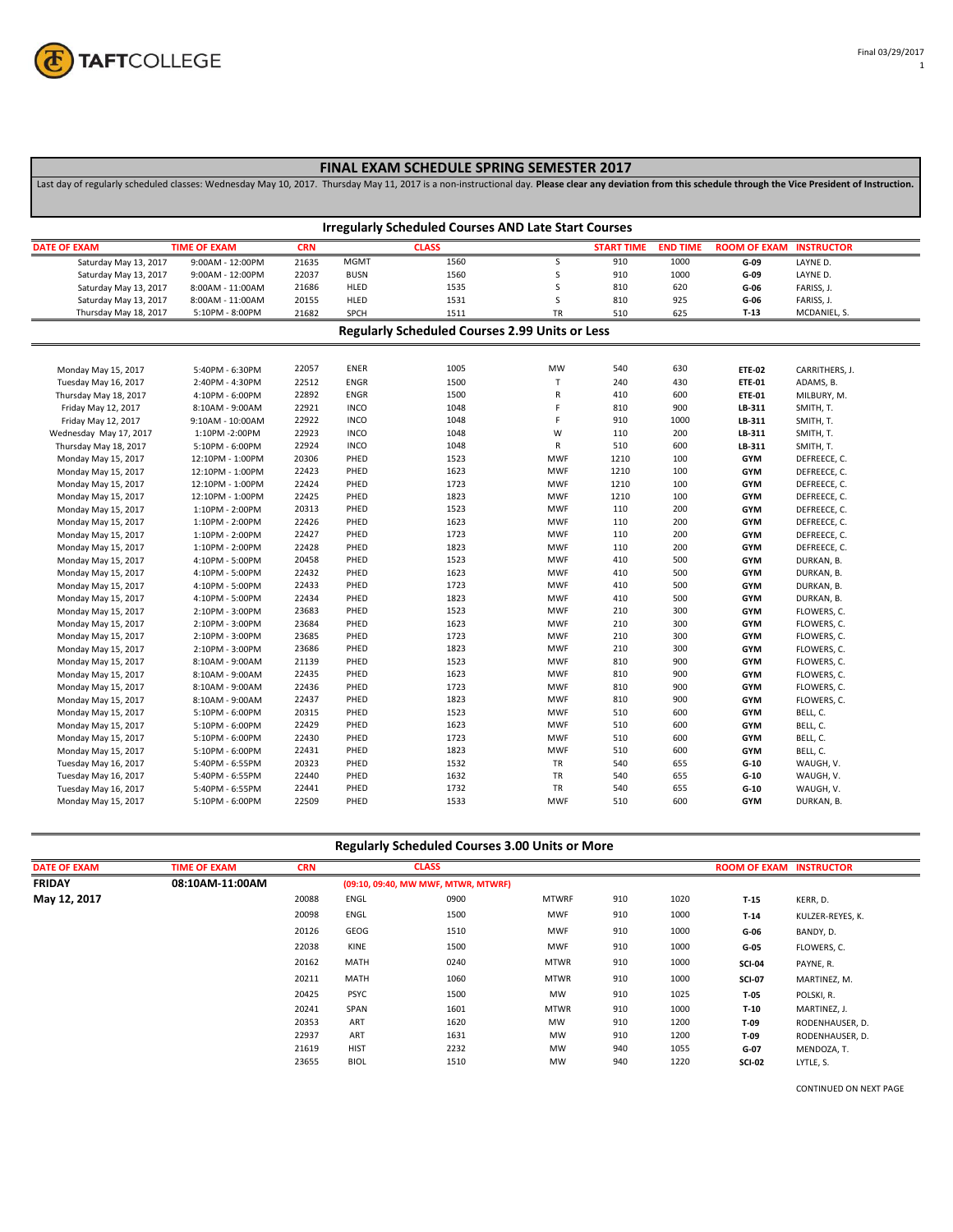# FINAL EXAM SCHEDULE SPRING SEMESTER 2017

Last day of regularly scheduled classes: Wednesday May 10, 2017. Thursday May 11, 2017 is a non-instructional day. **Please clear any deviation from this schedule through the Vice President of Instruction.**

## Irregularly Scheduled Courses AND Late Start Courses

| DATE OF EXAM | TIME OF EXAM | CRN | CLASS | | | START TIME | END TIME | ROOM OF EXAM | INSTRUCTOR |
|---|---|---|---|---|---|---|---|---|---|
| Saturday May 13, 2017 | 9:00AM - 12:00PM | 21635 | MGMT | 1560 | S | 910 | 1000 | **G-09** | LAYNE D. |
| Saturday May 13, 2017 | 9:00AM - 12:00PM | 22037 | BUSN | 1560 | S | 910 | 1000 | **G-09** | LAYNE D. |
| Saturday May 13, 2017 | 8:00AM - 11:00AM | 21686 | HLED | 1535 | S | 810 | 620 | **G-06** | FARISS, J. |
| Saturday May 13, 2017 | 8:00AM - 11:00AM | 20155 | HLED | 1531 | S | 810 | 925 | **G-06** | FARISS, J. |
| Thursday May 18, 2017 | 5:10PM - 8:00PM | 21682 | SPCH | 1511 | TR | 510 | 625 | **T-13** | MCDANIEL, S. |

## Regularly Scheduled Courses 2.99 Units or Less

| DATE OF EXAM | TIME OF EXAM | CRN | CLASS | | | START TIME | END TIME | ROOM OF EXAM | INSTRUCTOR |
|---|---|---|---|---|---|---|---|---|---|
| Monday May 15, 2017 | 5:40PM - 6:30PM | 22057 | ENER | 1005 | MW | 540 | 630 | **ETE-02** | CARRITHERS, J. |
| Tuesday May 16, 2017 | 2:40PM - 4:30PM | 22512 | ENGR | 1500 | T | 240 | 430 | **ETE-01** | ADAMS, B. |
| Thursday May 18, 2017 | 4:10PM - 6:00PM | 22892 | ENGR | 1500 | R | 410 | 600 | **ETE-01** | MILBURY, M. |
| Friday May 12, 2017 | 8:10AM - 9:00AM | 22921 | INCO | 1048 | F | 810 | 900 | **LB-311** | SMITH, T. |
| Friday May 12, 2017 | 9:10AM - 10:00AM | 22922 | INCO | 1048 | F | 910 | 1000 | **LB-311** | SMITH, T. |
| Wednesday May 17, 2017 | 1:10PM -2:00PM | 22923 | INCO | 1048 | W | 110 | 200 | **LB-311** | SMITH, T. |
| Thursday May 18, 2017 | 5:10PM - 6:00PM | 22924 | INCO | 1048 | R | 510 | 600 | **LB-311** | SMITH, T. |
| Monday May 15, 2017 | 12:10PM - 1:00PM | 20306 | PHED | 1523 | MWF | 1210 | 100 | **GYM** | DEFREECE, C. |
| Monday May 15, 2017 | 12:10PM - 1:00PM | 22423 | PHED | 1623 | MWF | 1210 | 100 | **GYM** | DEFREECE, C. |
| Monday May 15, 2017 | 12:10PM - 1:00PM | 22424 | PHED | 1723 | MWF | 1210 | 100 | **GYM** | DEFREECE, C. |
| Monday May 15, 2017 | 12:10PM - 1:00PM | 22425 | PHED | 1823 | MWF | 1210 | 100 | **GYM** | DEFREECE, C. |
| Monday May 15, 2017 | 1:10PM - 2:00PM | 20313 | PHED | 1523 | MWF | 110 | 200 | **GYM** | DEFREECE, C. |
| Monday May 15, 2017 | 1:10PM - 2:00PM | 22426 | PHED | 1623 | MWF | 110 | 200 | **GYM** | DEFREECE, C. |
| Monday May 15, 2017 | 1:10PM - 2:00PM | 22427 | PHED | 1723 | MWF | 110 | 200 | **GYM** | DEFREECE, C. |
| Monday May 15, 2017 | 1:10PM - 2:00PM | 22428 | PHED | 1823 | MWF | 110 | 200 | **GYM** | DEFREECE, C. |
| Monday May 15, 2017 | 4:10PM - 5:00PM | 20458 | PHED | 1523 | MWF | 410 | 500 | **GYM** | DURKAN, B. |
| Monday May 15, 2017 | 4:10PM - 5:00PM | 22432 | PHED | 1623 | MWF | 410 | 500 | **GYM** | DURKAN, B. |
| Monday May 15, 2017 | 4:10PM - 5:00PM | 22433 | PHED | 1723 | MWF | 410 | 500 | **GYM** | DURKAN, B. |
| Monday May 15, 2017 | 4:10PM - 5:00PM | 22434 | PHED | 1823 | MWF | 410 | 500 | **GYM** | DURKAN, B. |
| Monday May 15, 2017 | 2:10PM - 3:00PM | 23683 | PHED | 1523 | MWF | 210 | 300 | **GYM** | FLOWERS, C. |
| Monday May 15, 2017 | 2:10PM - 3:00PM | 23684 | PHED | 1623 | MWF | 210 | 300 | **GYM** | FLOWERS, C. |
| Monday May 15, 2017 | 2:10PM - 3:00PM | 23685 | PHED | 1723 | MWF | 210 | 300 | **GYM** | FLOWERS, C. |
| Monday May 15, 2017 | 2:10PM - 3:00PM | 23686 | PHED | 1823 | MWF | 210 | 300 | **GYM** | FLOWERS, C. |
| Monday May 15, 2017 | 8:10AM - 9:00AM | 21139 | PHED | 1523 | MWF | 810 | 900 | **GYM** | FLOWERS, C. |
| Monday May 15, 2017 | 8:10AM - 9:00AM | 22435 | PHED | 1623 | MWF | 810 | 900 | **GYM** | FLOWERS, C. |
| Monday May 15, 2017 | 8:10AM - 9:00AM | 22436 | PHED | 1723 | MWF | 810 | 900 | **GYM** | FLOWERS, C. |
| Monday May 15, 2017 | 8:10AM - 9:00AM | 22437 | PHED | 1823 | MWF | 810 | 900 | **GYM** | FLOWERS, C. |
| Monday May 15, 2017 | 5:10PM - 6:00PM | 20315 | PHED | 1523 | MWF | 510 | 600 | **GYM** | BELL, C. |
| Monday May 15, 2017 | 5:10PM - 6:00PM | 22429 | PHED | 1623 | MWF | 510 | 600 | **GYM** | BELL, C. |
| Monday May 15, 2017 | 5:10PM - 6:00PM | 22430 | PHED | 1723 | MWF | 510 | 600 | **GYM** | BELL, C. |
| Monday May 15, 2017 | 5:10PM - 6:00PM | 22431 | PHED | 1823 | MWF | 510 | 600 | **GYM** | BELL, C. |
| Tuesday May 16, 2017 | 5:40PM - 6:55PM | 20323 | PHED | 1532 | TR | 540 | 655 | **G-10** | WAUGH, V. |
| Tuesday May 16, 2017 | 5:40PM - 6:55PM | 22440 | PHED | 1632 | TR | 540 | 655 | **G-10** | WAUGH, V. |
| Tuesday May 16, 2017 | 5:40PM - 6:55PM | 22441 | PHED | 1732 | TR | 540 | 655 | **G-10** | WAUGH, V. |
| Monday May 15, 2017 | 5:10PM - 6:00PM | 22509 | PHED | 1533 | MWF | 510 | 600 | **GYM** | DURKAN, B. |

## Regularly Scheduled Courses 3.00 Units or More

| DATE OF EXAM | TIME OF EXAM | CRN | CLASS | | | | | ROOM OF EXAM | INSTRUCTOR |
|---|---|---|---|---|---|---|---|---|---|
| **FRIDAY** | **08:10AM-11:00AM** | | **(09:10, 09:40, MW MWF, MTWR, MTWRF)** | | | | | | |
| **May 12, 2017** | | 20088 | ENGL | 0900 | MTWRF | 910 | 1020 | **T-15** | KERR, D. |
| | | 20098 | ENGL | 1500 | MWF | 910 | 1000 | **T-14** | KULZER-REYES, K. |
| | | 20126 | GEOG | 1510 | MWF | 910 | 1000 | **G-06** | BANDY, D. |
| | | 22038 | KINE | 1500 | MWF | 910 | 1000 | **G-05** | FLOWERS, C. |
| | | 20162 | MATH | 0240 | MTWR | 910 | 1000 | **SCI-04** | PAYNE, R. |
| | | 20211 | MATH | 1060 | MTWR | 910 | 1000 | **SCI-07** | MARTINEZ, M. |
| | | 20425 | PSYC | 1500 | MW | 910 | 1025 | **T-05** | POLSKI, R. |
| | | 20241 | SPAN | 1601 | MTWR | 910 | 1000 | **T-10** | MARTINEZ, J. |
| | | 20353 | ART | 1620 | MW | 910 | 1200 | **T-09** | RODENHAUSER, D. |
| | | 22937 | ART | 1631 | MW | 910 | 1200 | **T-09** | RODENHAUSER, D. |
| | | 21619 | HIST | 2232 | MW | 940 | 1055 | **G-07** | MENDOZA, T. |
| | | 23655 | BIOL | 1510 | MW | 940 | 1220 | **SCI-02** | LYTLE, S. |

CONTINUED ON NEXT PAGE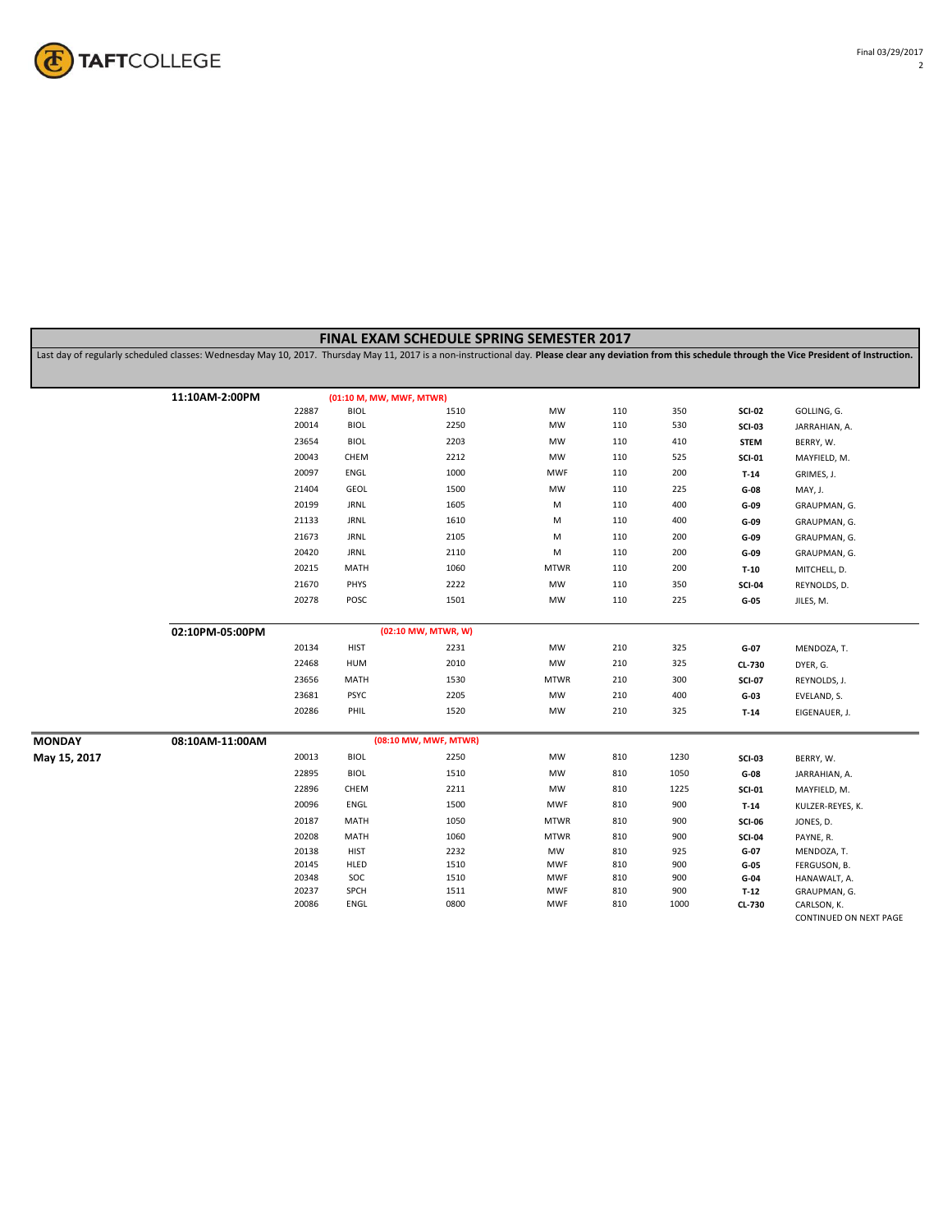## FINAL EXAM SCHEDULE SPRING SEMESTER 2017

Last day of regularly scheduled classes: Wednesday May 10, 2017. Thursday May 11, 2017 is a non-instructional day. **Please clear any deviation from this schedule through the Vice President of Instruction.**

| Day | Exam Time | CRN | Subject | Course | Days | Start | End | Room | Instructor |
|---|---|---|---|---|---|---|---|---|---|
| | **11:10AM-2:00PM** | **(01:10 M, MW, MWF, MTWR)** | | | | | | | |
| | | 22887 | BIOL | 1510 | MW | 110 | 350 | **SCI-02** | GOLLING, G. |
| | | 20014 | BIOL | 2250 | MW | 110 | 530 | **SCI-03** | JARRAHIAN, A. |
| | | 23654 | BIOL | 2203 | MW | 110 | 410 | **STEM** | BERRY, W. |
| | | 20043 | CHEM | 2212 | MW | 110 | 525 | **SCI-01** | MAYFIELD, M. |
| | | 20097 | ENGL | 1000 | MWF | 110 | 200 | **T-14** | GRIMES, J. |
| | | 21404 | GEOL | 1500 | MW | 110 | 225 | **G-08** | MAY, J. |
| | | 20199 | JRNL | 1605 | M | 110 | 400 | **G-09** | GRAUPMAN, G. |
| | | 21133 | JRNL | 1610 | M | 110 | 400 | **G-09** | GRAUPMAN, G. |
| | | 21673 | JRNL | 2105 | M | 110 | 200 | **G-09** | GRAUPMAN, G. |
| | | 20420 | JRNL | 2110 | M | 110 | 200 | **G-09** | GRAUPMAN, G. |
| | | 20215 | MATH | 1060 | MTWR | 110 | 200 | **T-10** | MITCHELL, D. |
| | | 21670 | PHYS | 2222 | MW | 110 | 350 | **SCI-04** | REYNOLDS, D. |
| | | 20278 | POSC | 1501 | MW | 110 | 225 | **G-05** | JILES, M. |
| | **02:10PM-05:00PM** | **(02:10 MW, MTWR, W)** | | | | | | | |
| | | 20134 | HIST | 2231 | MW | 210 | 325 | **G-07** | MENDOZA, T. |
| | | 22468 | HUM | 2010 | MW | 210 | 325 | **CL-730** | DYER, G. |
| | | 23656 | MATH | 1530 | MTWR | 210 | 300 | **SCI-07** | REYNOLDS, J. |
| | | 23681 | PSYC | 2205 | MW | 210 | 400 | **G-03** | EVELAND, S. |
| | | 20286 | PHIL | 1520 | MW | 210 | 325 | **T-14** | EIGENAUER, J. |
| **MONDAY May 15, 2017** | **08:10AM-11:00AM** | **(08:10 MW, MWF, MTWR)** | | | | | | | |
| | | 20013 | BIOL | 2250 | MW | 810 | 1230 | **SCI-03** | BERRY, W. |
| | | 22895 | BIOL | 1510 | MW | 810 | 1050 | **G-08** | JARRAHIAN, A. |
| | | 22896 | CHEM | 2211 | MW | 810 | 1225 | **SCI-01** | MAYFIELD, M. |
| | | 20096 | ENGL | 1500 | MWF | 810 | 900 | **T-14** | KULZER-REYES, K. |
| | | 20187 | MATH | 1050 | MTWR | 810 | 900 | **SCI-06** | JONES, D. |
| | | 20208 | MATH | 1060 | MTWR | 810 | 900 | **SCI-04** | PAYNE, R. |
| | | 20138 | HIST | 2232 | MW | 810 | 925 | **G-07** | MENDOZA, T. |
| | | 20145 | HLED | 1510 | MWF | 810 | 900 | **G-05** | FERGUSON, B. |
| | | 20348 | SOC | 1510 | MWF | 810 | 900 | **G-04** | HANAWALT, A. |
| | | 20237 | SPCH | 1511 | MWF | 810 | 900 | **T-12** | GRAUPMAN, G. |
| | | 20086 | ENGL | 0800 | MWF | 810 | 1000 | **CL-730** | CARLSON, K. |

CONTINUED ON NEXT PAGE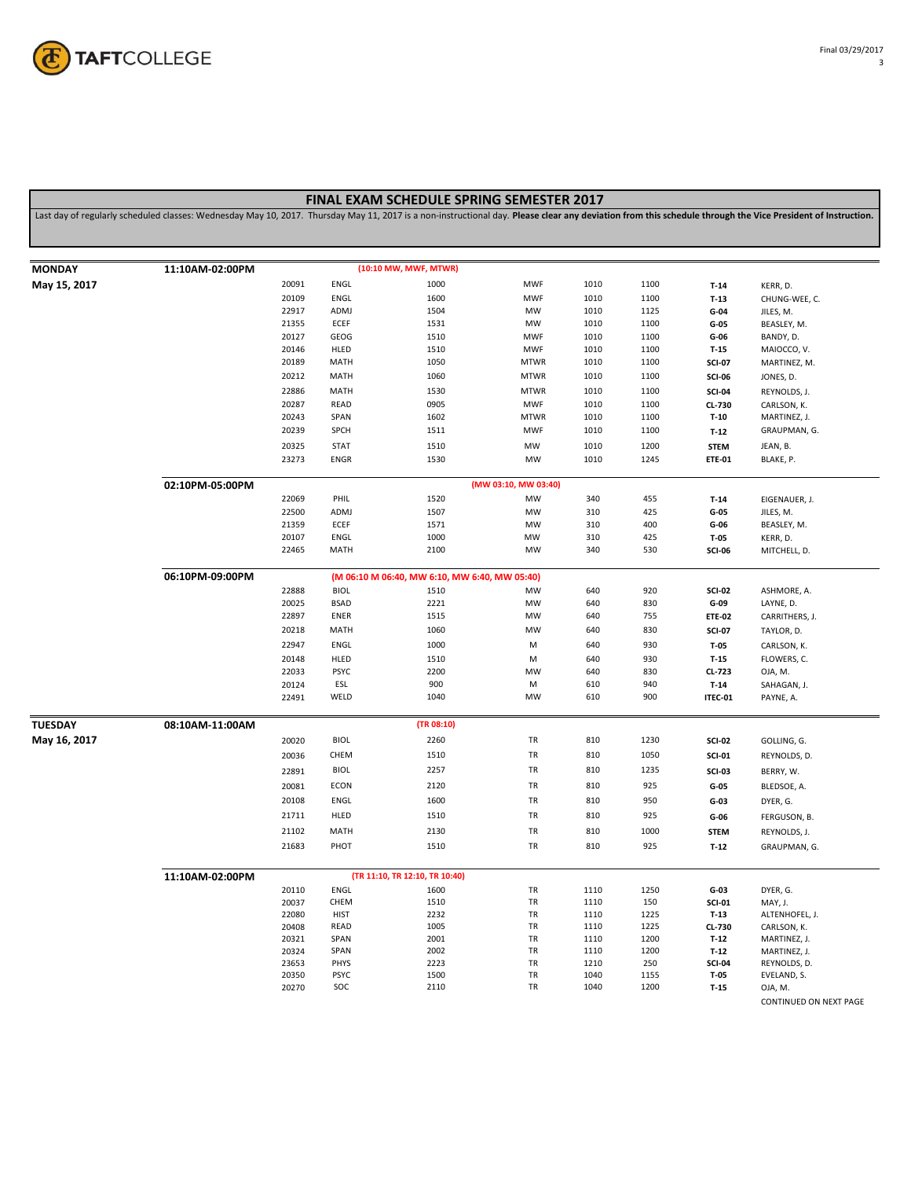# FINAL EXAM SCHEDULE SPRING SEMESTER 2017

Last day of regularly scheduled classes: Wednesday May 10, 2017. Thursday May 11, 2017 is a non-instructional day. **Please clear any deviation from this schedule through the Vice President of Instruction.**

| Day | Exam Time | CRN | Subject | Course | Days | Start | End | Room | Instructor |
|---|---|---|---|---|---|---|---|---|---|
| **MONDAY May 15, 2017** | **11:10AM-02:00PM** | (10:10 MW, MWF, MTWR) | | | | | | | |
| | | 20091 | ENGL | 1000 | MWF | 1010 | 1100 | **T-14** | KERR, D. |
| | | 20109 | ENGL | 1600 | MWF | 1010 | 1100 | **T-13** | CHUNG-WEE, C. |
| | | 22917 | ADMJ | 1504 | MW | 1010 | 1125 | **G-04** | JILES, M. |
| | | 21355 | ECEF | 1531 | MW | 1010 | 1100 | **G-05** | BEASLEY, M. |
| | | 20127 | GEOG | 1510 | MWF | 1010 | 1100 | **G-06** | BANDY, D. |
| | | 20146 | HLED | 1510 | MWF | 1010 | 1100 | **T-15** | MAIOCCO, V. |
| | | 20189 | MATH | 1050 | MTWR | 1010 | 1100 | **SCI-07** | MARTINEZ, M. |
| | | 20212 | MATH | 1060 | MTWR | 1010 | 1100 | **SCI-06** | JONES, D. |
| | | 22886 | MATH | 1530 | MTWR | 1010 | 1100 | **SCI-04** | REYNOLDS, J. |
| | | 20287 | READ | 0905 | MWF | 1010 | 1100 | **CL-730** | CARLSON, K. |
| | | 20243 | SPAN | 1602 | MTWR | 1010 | 1100 | **T-10** | MARTINEZ, J. |
| | | 20239 | SPCH | 1511 | MWF | 1010 | 1100 | **T-12** | GRAUPMAN, G. |
| | | 20325 | STAT | 1510 | MW | 1010 | 1200 | **STEM** | JEAN, B. |
| | | 23273 | ENGR | 1530 | MW | 1010 | 1245 | **ETE-01** | BLAKE, P. |
| | **02:10PM-05:00PM** | (MW 03:10, MW 03:40) | | | | | | | |
| | | 22069 | PHIL | 1520 | MW | 340 | 455 | **T-14** | EIGENAUER, J. |
| | | 22500 | ADMJ | 1507 | MW | 310 | 425 | **G-05** | JILES, M. |
| | | 21359 | ECEF | 1571 | MW | 310 | 400 | **G-06** | BEASLEY, M. |
| | | 20107 | ENGL | 1000 | MW | 310 | 425 | **T-05** | KERR, D. |
| | | 22465 | MATH | 2100 | MW | 340 | 530 | **SCI-06** | MITCHELL, D. |
| | **06:10PM-09:00PM** | (M 06:10 M 06:40, MW 6:10, MW 6:40, MW 05:40) | | | | | | | |
| | | 22888 | BIOL | 1510 | MW | 640 | 920 | **SCI-02** | ASHMORE, A. |
| | | 20025 | BSAD | 2221 | MW | 640 | 830 | **G-09** | LAYNE, D. |
| | | 22897 | ENER | 1515 | MW | 640 | 755 | **ETE-02** | CARRITHERS, J. |
| | | 20218 | MATH | 1060 | MW | 640 | 830 | **SCI-07** | TAYLOR, D. |
| | | 22947 | ENGL | 1000 | M | 640 | 930 | **T-05** | CARLSON, K. |
| | | 20148 | HLED | 1510 | M | 640 | 930 | **T-15** | FLOWERS, C. |
| | | 22033 | PSYC | 2200 | MW | 640 | 830 | **CL-723** | OJA, M. |
| | | 20124 | ESL | 900 | M | 610 | 940 | **T-14** | SAHAGAN, J. |
| | | 22491 | WELD | 1040 | MW | 610 | 900 | **ITEC-01** | PAYNE, A. |
| **TUESDAY May 16, 2017** | **08:10AM-11:00AM** | (TR 08:10) | | | | | | | |
| | | 20020 | BIOL | 2260 | TR | 810 | 1230 | **SCI-02** | GOLLING, G. |
| | | 20036 | CHEM | 1510 | TR | 810 | 1050 | **SCI-01** | REYNOLDS, D. |
| | | 22891 | BIOL | 2257 | TR | 810 | 1235 | **SCI-03** | BERRY, W. |
| | | 20081 | ECON | 2120 | TR | 810 | 925 | **G-05** | BLEDSOE, A. |
| | | 20108 | ENGL | 1600 | TR | 810 | 950 | **G-03** | DYER, G. |
| | | 21711 | HLED | 1510 | TR | 810 | 925 | **G-06** | FERGUSON, B. |
| | | 21102 | MATH | 2130 | TR | 810 | 1000 | **STEM** | REYNOLDS, J. |
| | | 21683 | PHOT | 1510 | TR | 810 | 925 | **T-12** | GRAUPMAN, G. |
| | **11:10AM-02:00PM** | (TR 11:10, TR 12:10, TR 10:40) | | | | | | | |
| | | 20110 | ENGL | 1600 | TR | 1110 | 1250 | **G-03** | DYER, G. |
| | | 20037 | CHEM | 1510 | TR | 1110 | 150 | **SCI-01** | MAY, J. |
| | | 22080 | HIST | 2232 | TR | 1110 | 1225 | **T-13** | ALTENHOFEL, J. |
| | | 20408 | READ | 1005 | TR | 1110 | 1225 | **CL-730** | CARLSON, K. |
| | | 20321 | SPAN | 2001 | TR | 1110 | 1200 | **T-12** | MARTINEZ, J. |
| | | 20324 | SPAN | 2002 | TR | 1110 | 1200 | **T-12** | MARTINEZ, J. |
| | | 23653 | PHYS | 2223 | TR | 1210 | 250 | **SCI-04** | REYNOLDS, D. |
| | | 20350 | PSYC | 1500 | TR | 1040 | 1155 | **T-05** | EVELAND, S. |
| | | 20270 | SOC | 2110 | TR | 1040 | 1200 | **T-15** | OJA, M. |

CONTINUED ON NEXT PAGE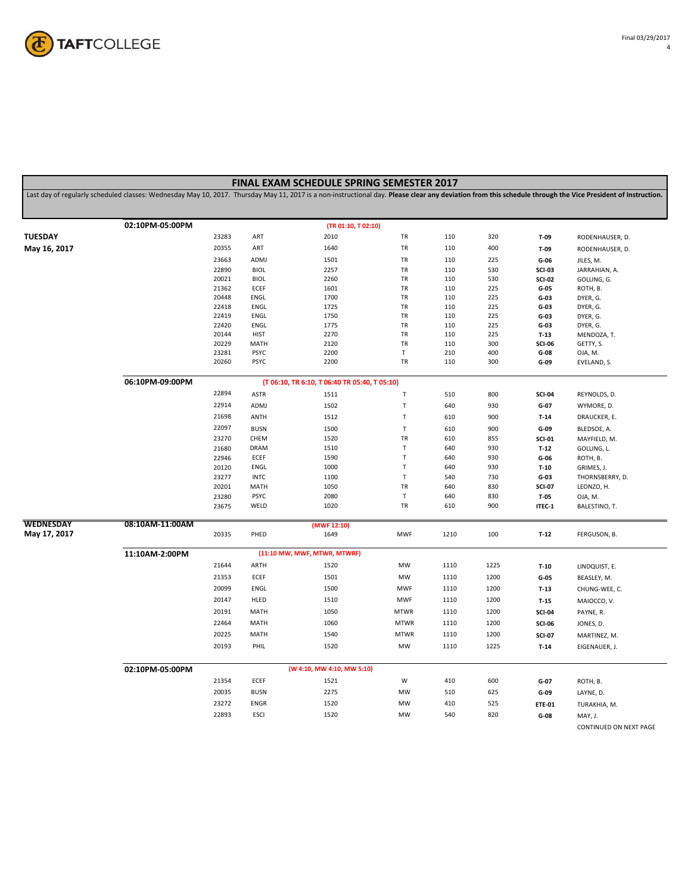# FINAL EXAM SCHEDULE SPRING SEMESTER 2017

Last day of regularly scheduled classes: Wednesday May 10, 2017. Thursday May 11, 2017 is a non-instructional day. **Please clear any deviation from this schedule through the Vice President of Instruction.**

| Day | Exam Time | CRN | Subject | Course | Days | Start | End | Room | Instructor |
|---|---|---|---|---|---|---|---|---|---|
| **TUESDAY May 16, 2017** | **02:10PM-05:00PM** | | | **(TR 01:10, T 02:10)** | | | | | |
| | | 23283 | ART | 2010 | TR | 110 | 320 | **T-09** | RODENHAUSER, D. |
| | | 20355 | ART | 1640 | TR | 110 | 400 | **T-09** | RODENHAUSER, D. |
| | | 23663 | ADMJ | 1501 | TR | 110 | 225 | **G-06** | JILES, M. |
| | | 22890 | BIOL | 2257 | TR | 110 | 530 | **SCI-03** | JARRAHIAN, A. |
| | | 20021 | BIOL | 2260 | TR | 110 | 530 | **SCI-02** | GOLLING, G. |
| | | 21362 | ECEF | 1601 | TR | 110 | 225 | **G-05** | ROTH, B. |
| | | 20448 | ENGL | 1700 | TR | 110 | 225 | **G-03** | DYER, G. |
| | | 22418 | ENGL | 1725 | TR | 110 | 225 | **G-03** | DYER, G. |
| | | 22419 | ENGL | 1750 | TR | 110 | 225 | **G-03** | DYER, G. |
| | | 22420 | ENGL | 1775 | TR | 110 | 225 | **G-03** | DYER, G. |
| | | 20144 | HIST | 2270 | TR | 110 | 225 | **T-13** | MENDOZA, T. |
| | | 20229 | MATH | 2120 | TR | 110 | 300 | **SCI-06** | GETTY, S. |
| | | 23281 | PSYC | 2200 | T | 210 | 400 | **G-08** | OJA, M. |
| | | 20260 | PSYC | 2200 | TR | 110 | 300 | **G-09** | EVELAND, S. |
| | **06:10PM-09:00PM** | | | **(T 06:10, TR 6:10, T 06:40 TR 05:40, T 05:10)** | | | | | |
| | | 22894 | ASTR | 1511 | T | 510 | 800 | **SCI-04** | REYNOLDS, D. |
| | | 22914 | ADMJ | 1502 | T | 640 | 930 | **G-07** | WYMORE, D. |
| | | 21698 | ANTH | 1512 | T | 610 | 900 | **T-14** | DRAUCKER, E. |
| | | 22097 | BUSN | 1500 | T | 610 | 900 | **G-09** | BLEDSOE, A. |
| | | 23270 | CHEM | 1520 | TR | 610 | 855 | **SCI-01** | MAYFIELD, M. |
| | | 21680 | DRAM | 1510 | T | 640 | 930 | **T-12** | GOLLING, L. |
| | | 22946 | ECEF | 1590 | T | 640 | 930 | **G-06** | ROTH, B. |
| | | 20120 | ENGL | 1000 | T | 640 | 930 | **T-10** | GRIMES, J. |
| | | 23277 | INTC | 1100 | T | 540 | 730 | **G-03** | THORNSBERRY, D. |
| | | 20201 | MATH | 1050 | TR | 640 | 830 | **SCI-07** | LEONZO, H. |
| | | 23280 | PSYC | 2080 | T | 640 | 830 | **T-05** | OJA, M. |
| | | 23675 | WELD | 1020 | TR | 610 | 900 | **ITEC-1** | BALESTINO, T. |
| **WEDNESDAY May 17, 2017** | **08:10AM-11:00AM** | | | **(MWF 12:10)** | | | | | |
| | | 20335 | PHED | 1649 | MWF | 1210 | 100 | **T-12** | FERGUSON, B. |
| | **11:10AM-2:00PM** | | | **(11:10 MW, MWF, MTWR, MTWRF)** | | | | | |
| | | 21644 | ARTH | 1520 | MW | 1110 | 1225 | **T-10** | LINDQUIST, E. |
| | | 21353 | ECEF | 1501 | MW | 1110 | 1200 | **G-05** | BEASLEY, M. |
| | | 20099 | ENGL | 1500 | MWF | 1110 | 1200 | **T-13** | CHUNG-WEE, C. |
| | | 20147 | HLED | 1510 | MWF | 1110 | 1200 | **T-15** | MAIOCCO, V. |
| | | 20191 | MATH | 1050 | MTWR | 1110 | 1200 | **SCI-04** | PAYNE, R. |
| | | 22464 | MATH | 1060 | MTWR | 1110 | 1200 | **SCI-06** | JONES, D. |
| | | 20225 | MATH | 1540 | MTWR | 1110 | 1200 | **SCI-07** | MARTINEZ, M. |
| | | 20193 | PHIL | 1520 | MW | 1110 | 1225 | **T-14** | EIGENAUER, J. |
| | **02:10PM-05:00PM** | | | **(W 4:10, MW 4:10, MW 5:10)** | | | | | |
| | | 21354 | ECEF | 1521 | W | 410 | 600 | **G-07** | ROTH, B. |
| | | 20035 | BUSN | 2275 | MW | 510 | 625 | **G-09** | LAYNE, D. |
| | | 23272 | ENGR | 1520 | MW | 410 | 525 | **ETE-01** | TURAKHIA, M. |
| | | 22893 | ESCI | 1520 | MW | 540 | 820 | **G-08** | MAY, J. |

CONTINUED ON NEXT PAGE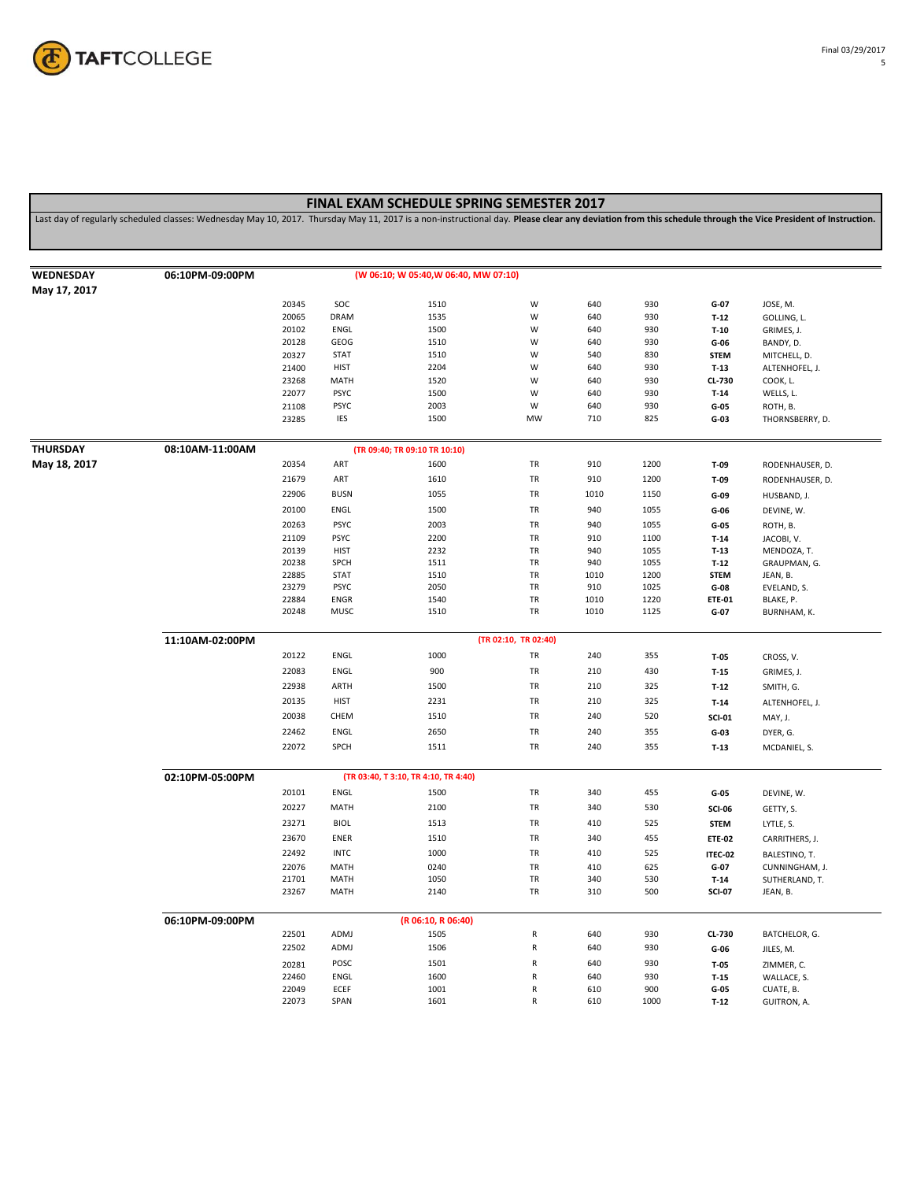# FINAL EXAM SCHEDULE SPRING SEMESTER 2017

Last day of regularly scheduled classes: Wednesday May 10, 2017. Thursday May 11, 2017 is a non-instructional day. **Please clear any deviation from this schedule through the Vice President of Instruction.**

| | | | | | | | | | |
|---|---|---|---|---|---|---|---|---|---|
| **WEDNESDAY May 17, 2017** | **06:10PM-09:00PM** | (W 06:10; W 05:40,W 06:40, MW 07:10) | | | | | | | |
| | | 20345 | SOC | 1510 | W | 640 | 930 | **G-07** | JOSE, M. |
| | | 20065 | DRAM | 1535 | W | 640 | 930 | **T-12** | GOLLING, L. |
| | | 20102 | ENGL | 1500 | W | 640 | 930 | **T-10** | GRIMES, J. |
| | | 20128 | GEOG | 1510 | W | 640 | 930 | **G-06** | BANDY, D. |
| | | 20327 | STAT | 1510 | W | 540 | 830 | **STEM** | MITCHELL, D. |
| | | 21400 | HIST | 2204 | W | 640 | 930 | **T-13** | ALTENHOFEL, J. |
| | | 23268 | MATH | 1520 | W | 640 | 930 | **CL-730** | COOK, L. |
| | | 22077 | PSYC | 1500 | W | 640 | 930 | **T-14** | WELLS, L. |
| | | 21108 | PSYC | 2003 | W | 640 | 930 | **G-05** | ROTH, B. |
| | | 23285 | IES | 1500 | MW | 710 | 825 | **G-03** | THORNSBERRY, D. |
| **THURSDAY May 18, 2017** | **08:10AM-11:00AM** | (TR 09:40; TR 09:10 TR 10:10) | | | | | | | |
| | | 20354 | ART | 1600 | TR | 910 | 1200 | **T-09** | RODENHAUSER, D. |
| | | 21679 | ART | 1610 | TR | 910 | 1200 | **T-09** | RODENHAUSER, D. |
| | | 22906 | BUSN | 1055 | TR | 1010 | 1150 | **G-09** | HUSBAND, J. |
| | | 20100 | ENGL | 1500 | TR | 940 | 1055 | **G-06** | DEVINE, W. |
| | | 20263 | PSYC | 2003 | TR | 940 | 1055 | **G-05** | ROTH, B. |
| | | 21109 | PSYC | 2200 | TR | 910 | 1100 | **T-14** | JACOBI, V. |
| | | 20139 | HIST | 2232 | TR | 940 | 1055 | **T-13** | MENDOZA, T. |
| | | 20238 | SPCH | 1511 | TR | 940 | 1055 | **T-12** | GRAUPMAN, G. |
| | | 22885 | STAT | 1510 | TR | 1010 | 1200 | **STEM** | JEAN, B. |
| | | 23279 | PSYC | 2050 | TR | 910 | 1025 | **G-08** | EVELAND, S. |
| | | 22884 | ENGR | 1540 | TR | 1010 | 1220 | **ETE-01** | BLAKE, P. |
| | | 20248 | MUSC | 1510 | TR | 1010 | 1125 | **G-07** | BURNHAM, K. |
| | **11:10AM-02:00PM** | (TR 02:10, TR 02:40) | | | | | | | |
| | | 20122 | ENGL | 1000 | TR | 240 | 355 | **T-05** | CROSS, V. |
| | | 22083 | ENGL | 900 | TR | 210 | 430 | **T-15** | GRIMES, J. |
| | | 22938 | ARTH | 1500 | TR | 210 | 325 | **T-12** | SMITH, G. |
| | | 20135 | HIST | 2231 | TR | 210 | 325 | **T-14** | ALTENHOFEL, J. |
| | | 20038 | CHEM | 1510 | TR | 240 | 520 | **SCI-01** | MAY, J. |
| | | 22462 | ENGL | 2650 | TR | 240 | 355 | **G-03** | DYER, G. |
| | | 22072 | SPCH | 1511 | TR | 240 | 355 | **T-13** | MCDANIEL, S. |
| | **02:10PM-05:00PM** | (TR 03:40, T 3:10, TR 4:10, TR 4:40) | | | | | | | |
| | | 20101 | ENGL | 1500 | TR | 340 | 455 | **G-05** | DEVINE, W. |
| | | 20227 | MATH | 2100 | TR | 340 | 530 | **SCI-06** | GETTY, S. |
| | | 23271 | BIOL | 1513 | TR | 410 | 525 | **STEM** | LYTLE, S. |
| | | 23670 | ENER | 1510 | TR | 340 | 455 | **ETE-02** | CARRITHERS, J. |
| | | 22492 | INTC | 1000 | TR | 410 | 525 | **ITEC-02** | BALESTINO, T. |
| | | 22076 | MATH | 0240 | TR | 410 | 625 | **G-07** | CUNNINGHAM, J. |
| | | 21701 | MATH | 1050 | TR | 340 | 530 | **T-14** | SUTHERLAND, T. |
| | | 23267 | MATH | 2140 | TR | 310 | 500 | **SCI-07** | JEAN, B. |
| | **06:10PM-09:00PM** | (R 06:10, R 06:40) | | | | | | | |
| | | 22501 | ADMJ | 1505 | R | 640 | 930 | **CL-730** | BATCHELOR, G. |
| | | 22502 | ADMJ | 1506 | R | 640 | 930 | **G-06** | JILES, M. |
| | | 20281 | POSC | 1501 | R | 640 | 930 | **T-05** | ZIMMER, C. |
| | | 22460 | ENGL | 1600 | R | 640 | 930 | **T-15** | WALLACE, S. |
| | | 22049 | ECEF | 1001 | R | 610 | 900 | **G-05** | CUATE, B. |
| | | 22073 | SPAN | 1601 | R | 610 | 1000 | **T-12** | GUITRON, A. |